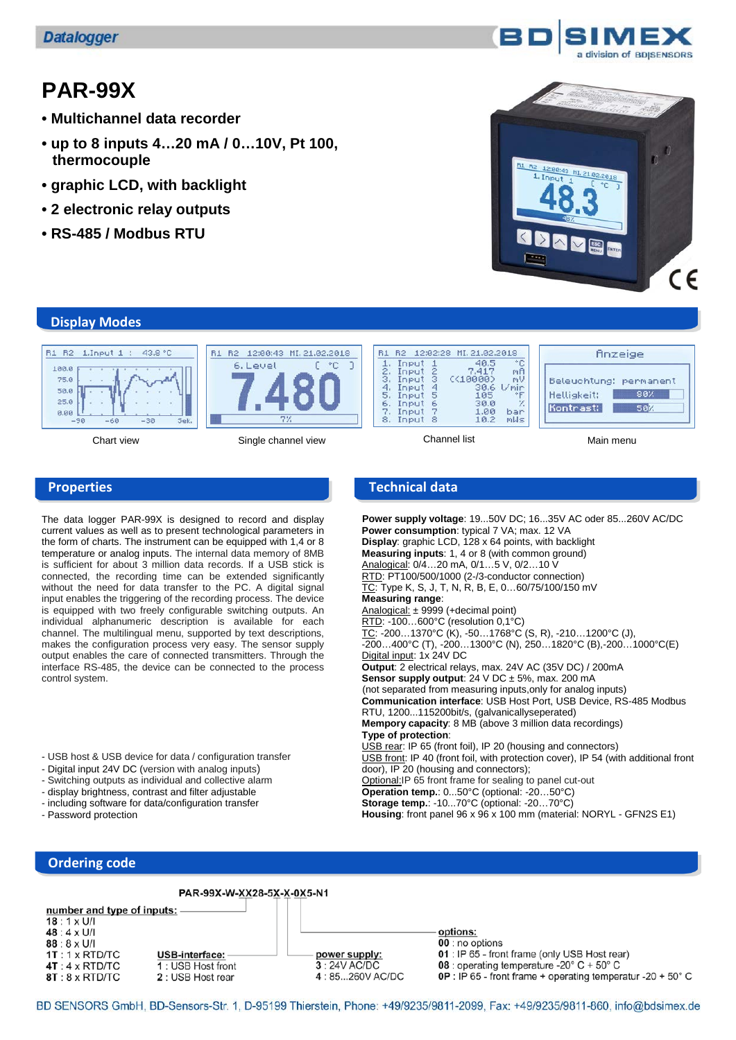Datalogger

# PAR-99X

- **Multichannel data recorder**
- **up to 8 inputs 4…20 mA / 0…10V, Pt 100, thermocouple**
- **graphic LCD, with backlight**
- **2 electronic relay outputs**
- **RS-485 / Modbus RTU**

## Display Modes

Chart view

Single channel view

Channel list

Main menu

## Properties

The data logger PAR-99X is designed to record and display current values as well as to present technological parameters in the form of charts. The instrument can be equipped with 1,4 or 8 temperature or analog inputs. The internal data memory of 8MB is sufficient for about 3 million data records. If a USB stick is connected, the recording time can be extended significantly without the need for data transfer to the PC. A digital signal input enables the triggering of the recording process. The device is equipped with two freely configurable switching outputs. An individual alphanumeric description is available for each channel. The multilingual menu, supported by text descriptions, makes the configuration process very easy. The sensor supply output enables the care of connected transmitters. Through the interface RS-485, the device can be connected to the process control system.

- USB host & USB device for data / configuration transfer
- Digital input 24V DC (version with analog inputs)
- Switching outputs as individual and collective alarm
- display brightness, contrast and filter adjustable
- including software for data/configuration transfer
- Password protection

## Technical data

**Power supply voltage**: 19...50V DC; 16...35V AC oder 85...260V AC/DC
**Power consumption**: typical 7 VA; max. 12 VA
**Display**: graphic LCD, 128 x 64 points, with backlight
**Measuring inputs**: 1, 4 or 8 (with common ground)
Analogical: 0/4…20 mA, 0/1…5 V, 0/2…10 V
RTD: PT100/500/1000 (2-/3-conductor connection)
TC: Type K, S, J, T, N, R, B, E, 0…60/75/100/150 mV
**Measuring range**:
Analogical: ± 9999 (+decimal point)
RTD: -100…600°C (resolution 0,1°C)
TC: -200…1370°C (K), -50…1768°C (S, R), -210…1200°C (J), -200…400°C (T), -200…1300°C (N), 250…1820°C (B),-200…1000°C(E)
Digital input: 1x 24V DC
**Output**: 2 electrical relays, max. 24V AC (35V DC) / 200mA
**Sensor supply output**: 24 V DC ± 5%, max. 200 mA
(not separated from measuring inputs,only for analog inputs)
**Communication interface**: USB Host Port, USB Device, RS-485 Modbus RTU, 1200...115200bit/s, (galvanicallyseperated)
**Memory capacity**: 8 MB (above 3 million data recordings)
**Type of protection**:
USB rear: IP 65 (front foil), IP 20 (housing and connectors)
USB front: IP 40 (front foil, with protection cover), IP 54 (with additional front door), IP 20 (housing and connectors);
Optional:IP 65 front frame for sealing to panel cut-out
**Operation temp.**: 0...50°C (optional: -20…50°C)
**Storage temp.**: -10...70°C (optional: -20…70°C)
**Housing**: front panel 96 x 96 x 100 mm (material: NORYL - GFN2S E1)

## Ordering code

PAR-99X-W-XX28-5X-X-0X5-N1

**number and type of inputs:**
**18** : 1 x U/I
**48** : 4 x U/I
**88** : 8 x U/I
**1T** : 1 x RTD/TC
**4T** : 4 x RTD/TC
**8T** : 8 x RTD/TC

**USB-interface:**
1 : USB Host front
2 : USB Host rear

**power supply:**
3 : 24V AC/DC
4 : 85...260V AC/DC

**options:**
**00** : no options
**01** : IP 65 - front frame (only USB Host rear)
**08** : operating temperature -20° C + 50° C
**0P** : IP 65 - front frame + operating temperatur -20 + 50° C

BD SENSORS GmbH, BD-Sensors-Str. 1, D-95199 Thierstein, Phone: +49/9235/9811-2099, Fax: +49/9235/9811-860, info@bdsimex.de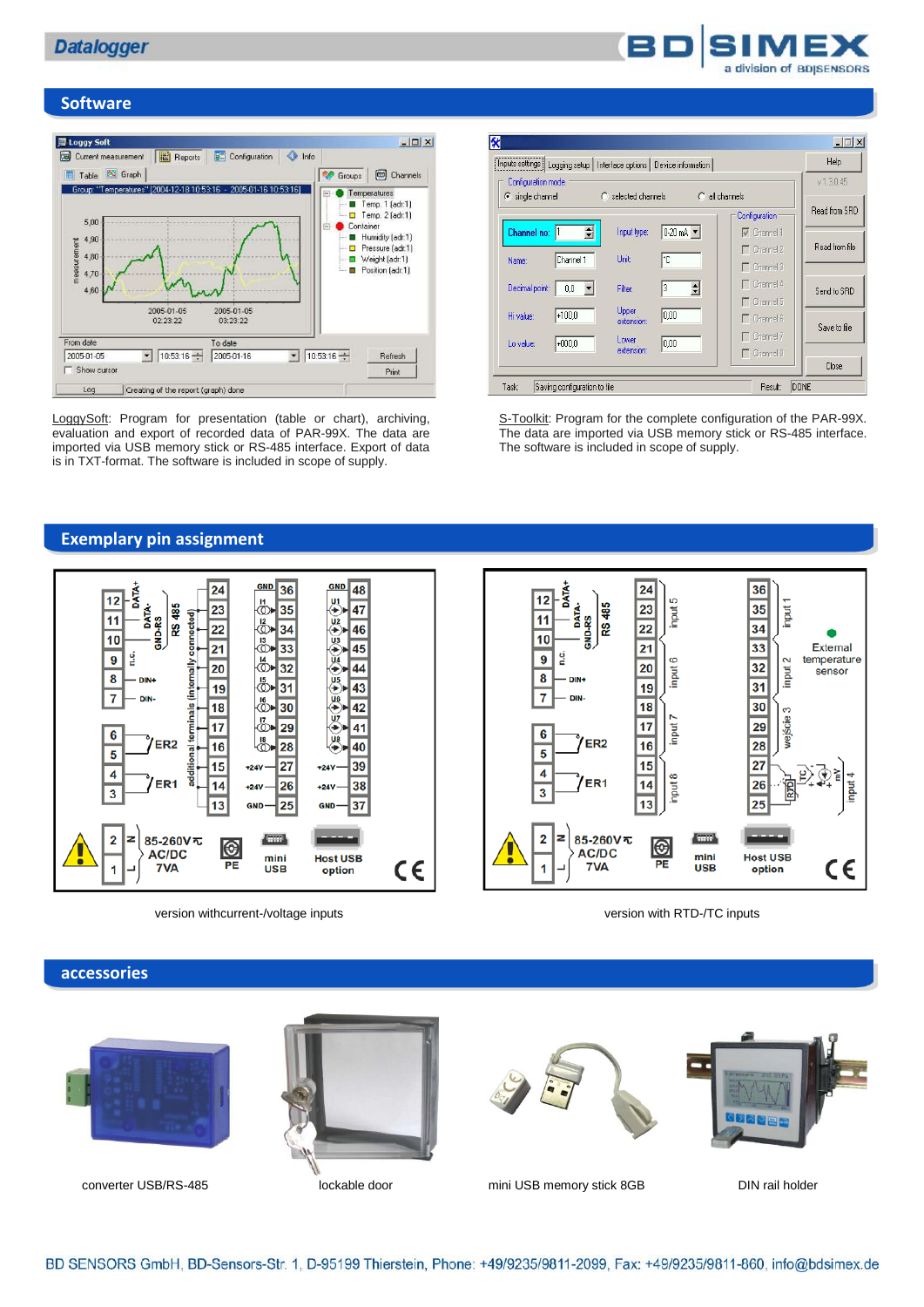## Software

LoggySoft: Program for presentation (table or chart), archiving, evaluation and export of recorded data of PAR-99X. The data are imported via USB memory stick or RS-485 interface. Export of data is in TXT-format. The software is included in scope of supply.

S-Toolkit: Program for the complete configuration of the PAR-99X. The data are imported via USB memory stick or RS-485 interface. The software is included in scope of supply.

## Exemplary pin assignment

version withcurrent-/voltage inputs

version with RTD-/TC inputs

## accessories

converter USB/RS-485

lockable door

mini USB memory stick 8GB

DIN rail holder

BD SENSORS GmbH, BD-Sensors-Str. 1, D-95199 Thierstein, Phone: +49/9235/9811-2099, Fax: +49/9235/9811-860, info@bdsimex.de